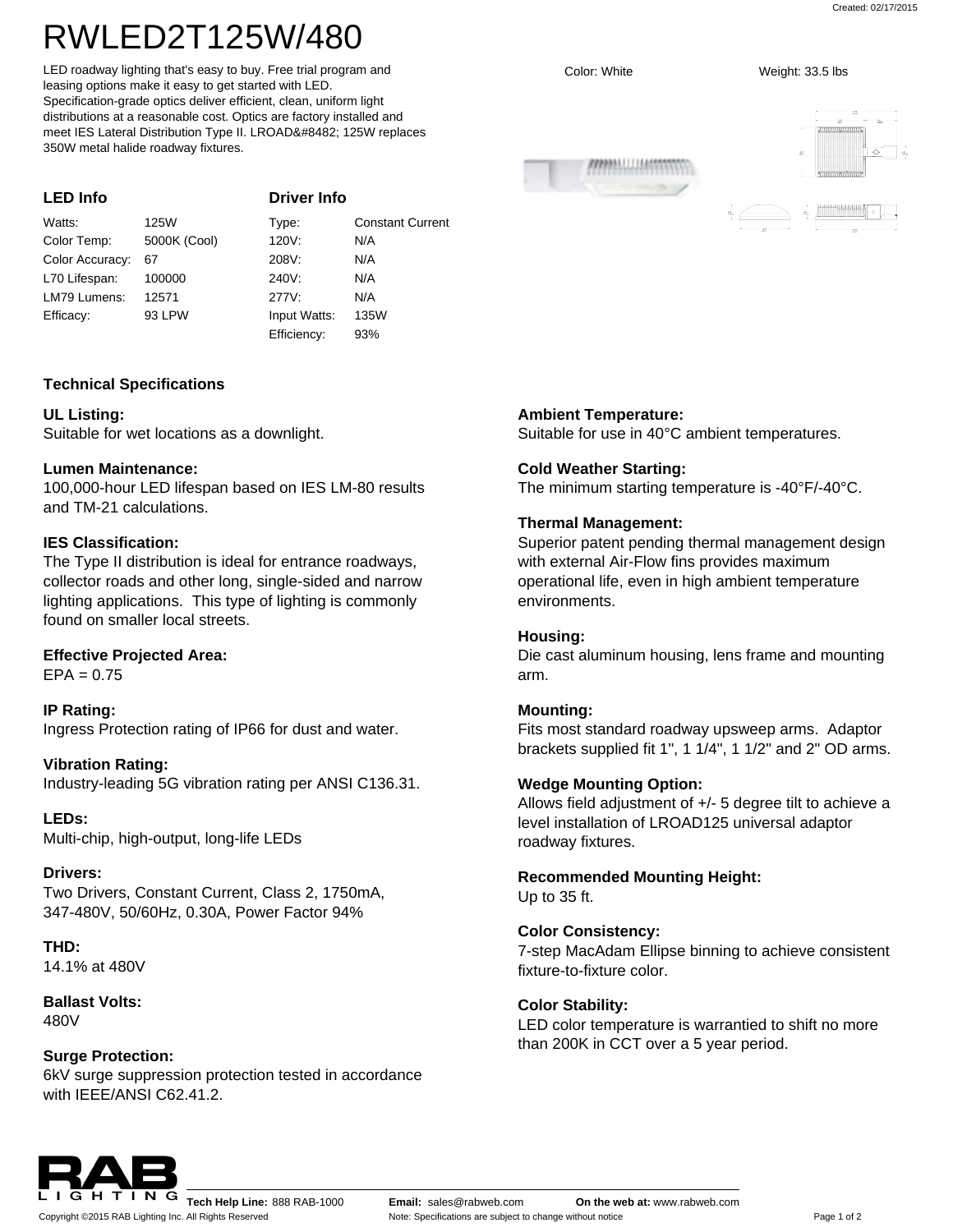# RWLED2T125W/480

LED roadway lighting that's easy to buy. Free trial program and leasing options make it easy to get started with LED. Specification-grade optics deliver efficient, clean, uniform light distributions at a reasonable cost. Optics are factory installed and meet IES Lateral Distribution Type II. LROAD&#8482; 125W replaces 350W metal halide roadway fixtures.

Color: White

Weight: 33.5 lbs

## LED Info

| | |
|---|---|
| Watts: | 125W |
| Color Temp: | 5000K (Cool) |
| Color Accuracy: | 67 |
| L70 Lifespan: | 100000 |
| LM79 Lumens: | 12571 |
| Efficacy: | 93 LPW |

## Driver Info

| | |
|---|---|
| Type: | Constant Current |
| 120V: | N/A |
| 208V: | N/A |
| 240V: | N/A |
| 277V: | N/A |
| Input Watts: | 135W |
| Efficiency: | 93% |

## Technical Specifications

**UL Listing:**
Suitable for wet locations as a downlight.

**Lumen Maintenance:**
100,000-hour LED lifespan based on IES LM-80 results and TM-21 calculations.

**IES Classification:**
The Type II distribution is ideal for entrance roadways, collector roads and other long, single-sided and narrow lighting applications. This type of lighting is commonly found on smaller local streets.

**Effective Projected Area:**
EPA = 0.75

**IP Rating:**
Ingress Protection rating of IP66 for dust and water.

**Vibration Rating:**
Industry-leading 5G vibration rating per ANSI C136.31.

**LEDs:**
Multi-chip, high-output, long-life LEDs

**Drivers:**
Two Drivers, Constant Current, Class 2, 1750mA, 347-480V, 50/60Hz, 0.30A, Power Factor 94%

**THD:**
14.1% at 480V

**Ballast Volts:**
480V

**Surge Protection:**
6kV surge suppression protection tested in accordance with IEEE/ANSI C62.41.2.

**Ambient Temperature:**
Suitable for use in 40°C ambient temperatures.

**Cold Weather Starting:**
The minimum starting temperature is -40°F/-40°C.

**Thermal Management:**
Superior patent pending thermal management design with external Air-Flow fins provides maximum operational life, even in high ambient temperature environments.

**Housing:**
Die cast aluminum housing, lens frame and mounting arm.

**Mounting:**
Fits most standard roadway upsweep arms. Adaptor brackets supplied fit 1", 1 1/4", 1 1/2" and 2" OD arms.

**Wedge Mounting Option:**
Allows field adjustment of +/- 5 degree tilt to achieve a level installation of LROAD125 universal adaptor roadway fixtures.

**Recommended Mounting Height:**
Up to 35 ft.

**Color Consistency:**
7-step MacAdam Ellipse binning to achieve consistent fixture-to-fixture color.

**Color Stability:**
LED color temperature is warrantied to shift no more than 200K in CCT over a 5 year period.

**Tech Help Line:** 888 RAB-1000 **Email:** sales@rabweb.com **On the web at:** www.rabweb.com

Copyright ©2015 RAB Lighting Inc. All Rights Reserved

Note: Specifications are subject to change without notice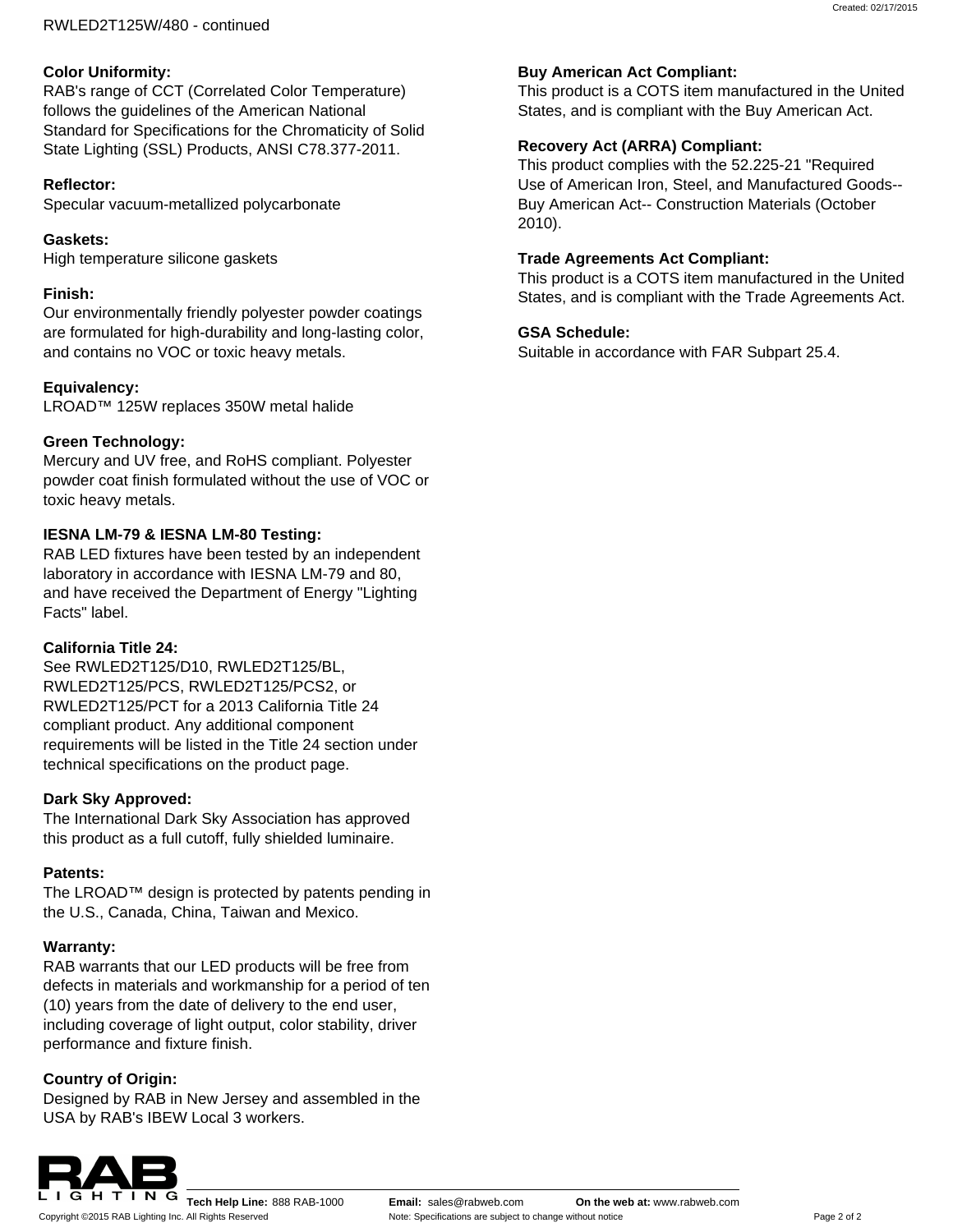RWLED2T125W/480 - continued

**Color Uniformity:**
RAB's range of CCT (Correlated Color Temperature) follows the guidelines of the American National Standard for Specifications for the Chromaticity of Solid State Lighting (SSL) Products, ANSI C78.377-2011.

**Reflector:**
Specular vacuum-metallized polycarbonate

**Gaskets:**
High temperature silicone gaskets

**Finish:**
Our environmentally friendly polyester powder coatings are formulated for high-durability and long-lasting color, and contains no VOC or toxic heavy metals.

**Equivalency:**
LROAD™ 125W replaces 350W metal halide

**Green Technology:**
Mercury and UV free, and RoHS compliant. Polyester powder coat finish formulated without the use of VOC or toxic heavy metals.

**IESNA LM-79 & IESNA LM-80 Testing:**
RAB LED fixtures have been tested by an independent laboratory in accordance with IESNA LM-79 and 80, and have received the Department of Energy "Lighting Facts" label.

**California Title 24:**
See RWLED2T125/D10, RWLED2T125/BL, RWLED2T125/PCS, RWLED2T125/PCS2, or RWLED2T125/PCT for a 2013 California Title 24 compliant product. Any additional component requirements will be listed in the Title 24 section under technical specifications on the product page.

**Dark Sky Approved:**
The International Dark Sky Association has approved this product as a full cutoff, fully shielded luminaire.

**Patents:**
The LROAD™ design is protected by patents pending in the U.S., Canada, China, Taiwan and Mexico.

**Warranty:**
RAB warrants that our LED products will be free from defects in materials and workmanship for a period of ten (10) years from the date of delivery to the end user, including coverage of light output, color stability, driver performance and fixture finish.

**Country of Origin:**
Designed by RAB in New Jersey and assembled in the USA by RAB's IBEW Local 3 workers.

**Buy American Act Compliant:**
This product is a COTS item manufactured in the United States, and is compliant with the Buy American Act.

**Recovery Act (ARRA) Compliant:**
This product complies with the 52.225-21 "Required Use of American Iron, Steel, and Manufactured Goods-- Buy American Act-- Construction Materials (October 2010).

**Trade Agreements Act Compliant:**
This product is a COTS item manufactured in the United States, and is compliant with the Trade Agreements Act.

**GSA Schedule:**
Suitable in accordance with FAR Subpart 25.4.

**Tech Help Line:** 888 RAB-1000 **Email:** sales@rabweb.com **On the web at:** www.rabweb.com

Copyright ©2015 RAB Lighting Inc. All Rights Reserved

Note: Specifications are subject to change without notice